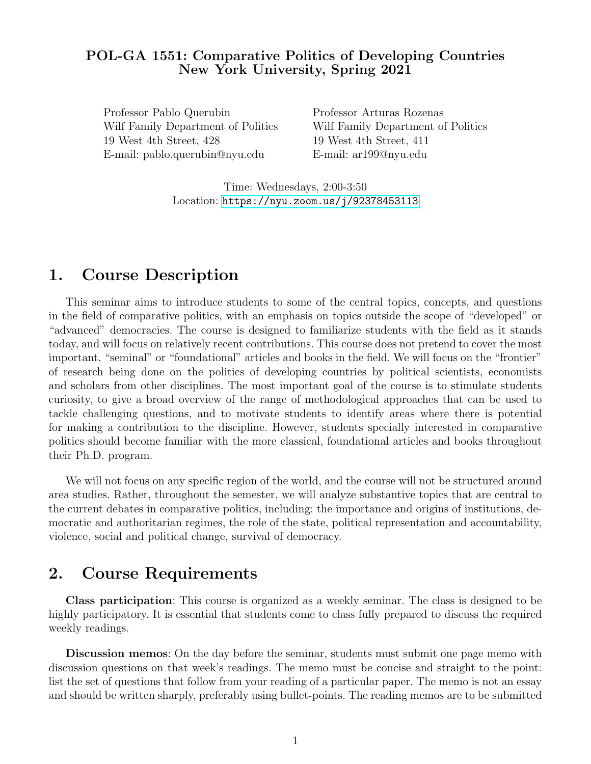**POL-GA 1551: Comparative Politics of Developing Countries**
**New York University, Spring 2021**

Professor Pablo Querubin
Wilf Family Department of Politics
19 West 4th Street, 428
E-mail: pablo.querubin@nyu.edu

Professor Arturas Rozenas
Wilf Family Department of Politics
19 West 4th Street, 411
E-mail: ar199@nyu.edu

Time: Wednesdays, 2:00-3:50
Location: https://nyu.zoom.us/j/92378453113

## 1. Course Description

This seminar aims to introduce students to some of the central topics, concepts, and questions in the field of comparative politics, with an emphasis on topics outside the scope of "developed" or "advanced" democracies. The course is designed to familiarize students with the field as it stands today, and will focus on relatively recent contributions. This course does not pretend to cover the most important, "seminal" or "foundational" articles and books in the field. We will focus on the "frontier" of research being done on the politics of developing countries by political scientists, economists and scholars from other disciplines. The most important goal of the course is to stimulate students curiosity, to give a broad overview of the range of methodological approaches that can be used to tackle challenging questions, and to motivate students to identify areas where there is potential for making a contribution to the discipline. However, students specially interested in comparative politics should become familiar with the more classical, foundational articles and books throughout their Ph.D. program.

We will not focus on any specific region of the world, and the course will not be structured around area studies. Rather, throughout the semester, we will analyze substantive topics that are central to the current debates in comparative politics, including: the importance and origins of institutions, democratic and authoritarian regimes, the role of the state, political representation and accountability, violence, social and political change, survival of democracy.

## 2. Course Requirements

**Class participation**: This course is organized as a weekly seminar. The class is designed to be highly participatory. It is essential that students come to class fully prepared to discuss the required weekly readings.

**Discussion memos**: On the day before the seminar, students must submit one page memo with discussion questions on that week's readings. The memo must be concise and straight to the point: list the set of questions that follow from your reading of a particular paper. The memo is not an essay and should be written sharply, preferably using bullet-points. The reading memos are to be submitted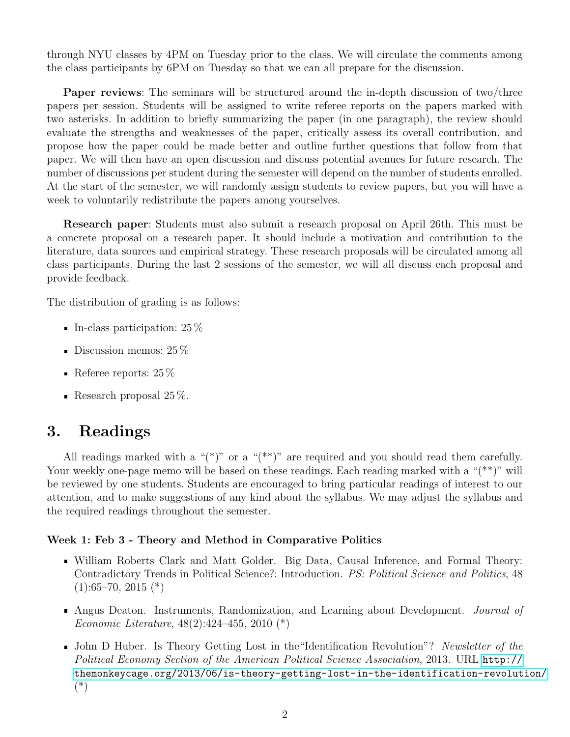through NYU classes by 4PM on Tuesday prior to the class. We will circulate the comments among the class participants by 6PM on Tuesday so that we can all prepare for the discussion.

**Paper reviews**: The seminars will be structured around the in-depth discussion of two/three papers per session. Students will be assigned to write referee reports on the papers marked with two asterisks. In addition to briefly summarizing the paper (in one paragraph), the review should evaluate the strengths and weaknesses of the paper, critically assess its overall contribution, and propose how the paper could be made better and outline further questions that follow from that paper. We will then have an open discussion and discuss potential avenues for future research. The number of discussions per student during the semester will depend on the number of students enrolled. At the start of the semester, we will randomly assign students to review papers, but you will have a week to voluntarily redistribute the papers among yourselves.

**Research paper**: Students must also submit a research proposal on April 26th. This must be a concrete proposal on a research paper. It should include a motivation and contribution to the literature, data sources and empirical strategy. These research proposals will be circulated among all class participants. During the last 2 sessions of the semester, we will all discuss each proposal and provide feedback.

The distribution of grading is as follows:

- In-class participation: 25 %
- Discussion memos: 25 %
- Referee reports: 25 %
- Research proposal 25 %.

## 3. Readings

All readings marked with a "(*)" or a "(**)" are required and you should read them carefully. Your weekly one-page memo will be based on these readings. Each reading marked with a "(**)" will be reviewed by one students. Students are encouraged to bring particular readings of interest to our attention, and to make suggestions of any kind about the syllabus. We may adjust the syllabus and the required readings throughout the semester.

#### Week 1: Feb 3 - Theory and Method in Comparative Politics

- William Roberts Clark and Matt Golder. Big Data, Causal Inference, and Formal Theory: Contradictory Trends in Political Science?: Introduction. *PS: Political Science and Politics*, 48 (1):65–70, 2015 (*)
- Angus Deaton. Instruments, Randomization, and Learning about Development. *Journal of Economic Literature*, 48(2):424–455, 2010 (*)
- John D Huber. Is Theory Getting Lost in the "Identification Revolution"? *Newsletter of the Political Economy Section of the American Political Science Association*, 2013. URL http://themonkeycage.org/2013/06/is-theory-getting-lost-in-the-identification-revolution/ (*)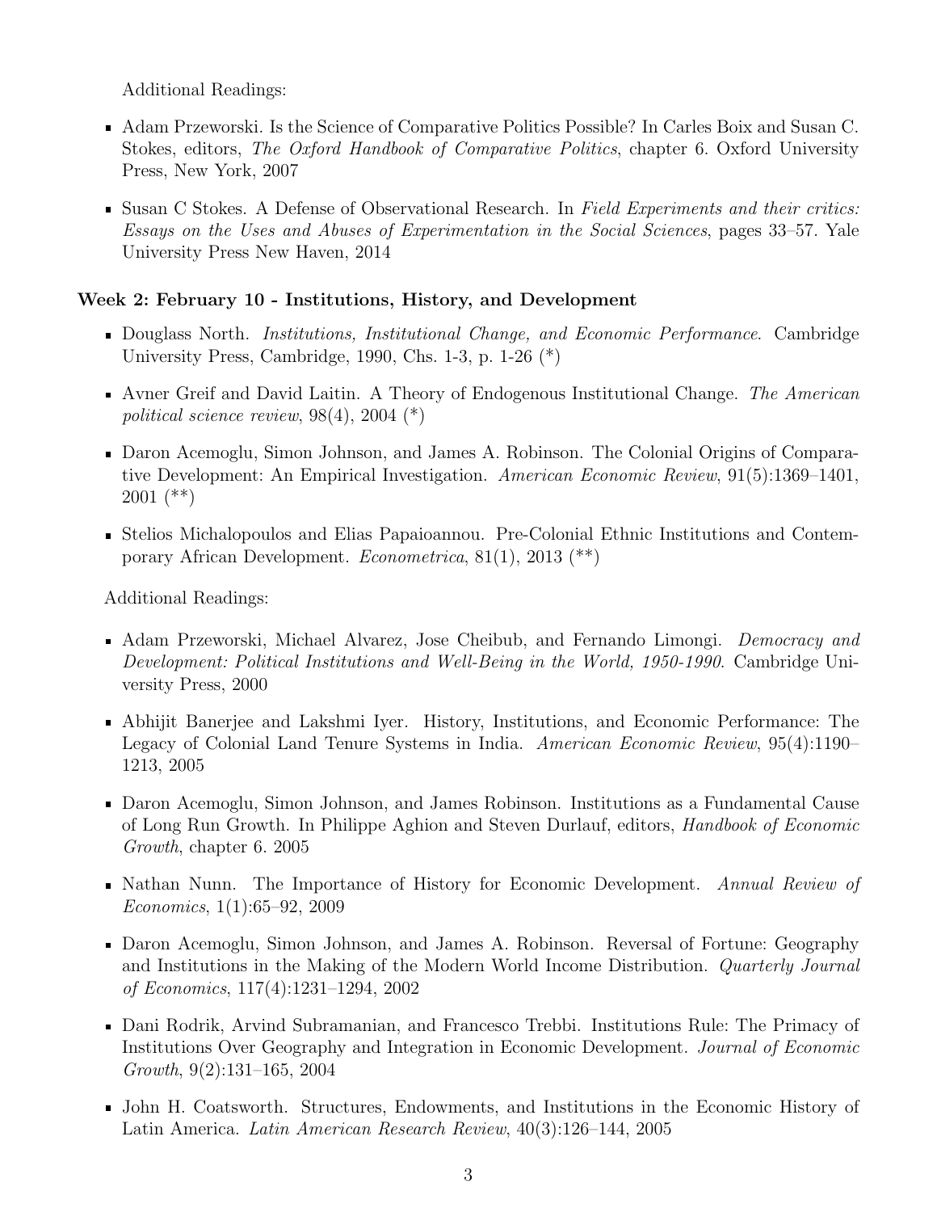Additional Readings:

- Adam Przeworski. Is the Science of Comparative Politics Possible? In Carles Boix and Susan C. Stokes, editors, *The Oxford Handbook of Comparative Politics*, chapter 6. Oxford University Press, New York, 2007
- Susan C Stokes. A Defense of Observational Research. In *Field Experiments and their critics: Essays on the Uses and Abuses of Experimentation in the Social Sciences*, pages 33–57. Yale University Press New Haven, 2014

**Week 2: February 10 - Institutions, History, and Development**

- Douglass North. *Institutions, Institutional Change, and Economic Performance*. Cambridge University Press, Cambridge, 1990, Chs. 1-3, p. 1-26 (*)
- Avner Greif and David Laitin. A Theory of Endogenous Institutional Change. *The American political science review*, 98(4), 2004 (*)
- Daron Acemoglu, Simon Johnson, and James A. Robinson. The Colonial Origins of Comparative Development: An Empirical Investigation. *American Economic Review*, 91(5):1369–1401, 2001 (**)
- Stelios Michalopoulos and Elias Papaioannou. Pre-Colonial Ethnic Institutions and Contemporary African Development. *Econometrica*, 81(1), 2013 (**)

Additional Readings:

- Adam Przeworski, Michael Alvarez, Jose Cheibub, and Fernando Limongi. *Democracy and Development: Political Institutions and Well-Being in the World, 1950-1990*. Cambridge University Press, 2000
- Abhijit Banerjee and Lakshmi Iyer. History, Institutions, and Economic Performance: The Legacy of Colonial Land Tenure Systems in India. *American Economic Review*, 95(4):1190–1213, 2005
- Daron Acemoglu, Simon Johnson, and James Robinson. Institutions as a Fundamental Cause of Long Run Growth. In Philippe Aghion and Steven Durlauf, editors, *Handbook of Economic Growth*, chapter 6. 2005
- Nathan Nunn. The Importance of History for Economic Development. *Annual Review of Economics*, 1(1):65–92, 2009
- Daron Acemoglu, Simon Johnson, and James A. Robinson. Reversal of Fortune: Geography and Institutions in the Making of the Modern World Income Distribution. *Quarterly Journal of Economics*, 117(4):1231–1294, 2002
- Dani Rodrik, Arvind Subramanian, and Francesco Trebbi. Institutions Rule: The Primacy of Institutions Over Geography and Integration in Economic Development. *Journal of Economic Growth*, 9(2):131–165, 2004
- John H. Coatsworth. Structures, Endowments, and Institutions in the Economic History of Latin America. *Latin American Research Review*, 40(3):126–144, 2005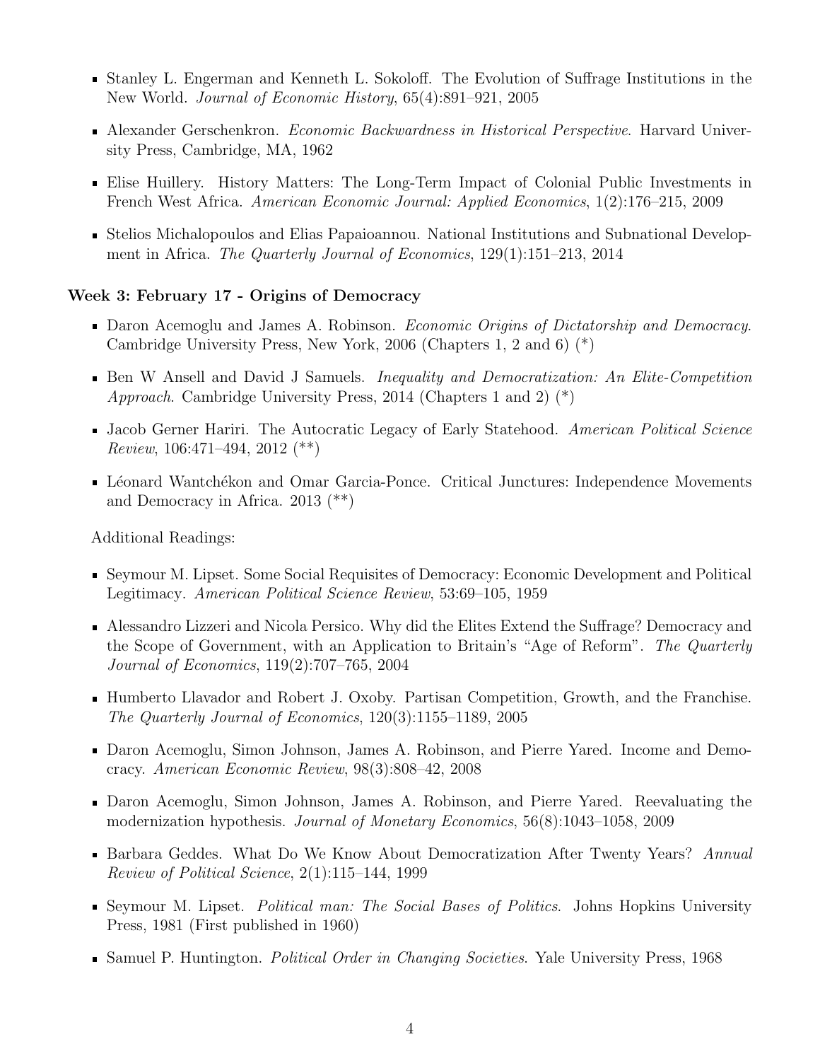- Stanley L. Engerman and Kenneth L. Sokoloff. The Evolution of Suffrage Institutions in the New World. *Journal of Economic History*, 65(4):891–921, 2005
- Alexander Gerschenkron. *Economic Backwardness in Historical Perspective*. Harvard University Press, Cambridge, MA, 1962
- Elise Huillery. History Matters: The Long-Term Impact of Colonial Public Investments in French West Africa. *American Economic Journal: Applied Economics*, 1(2):176–215, 2009
- Stelios Michalopoulos and Elias Papaioannou. National Institutions and Subnational Development in Africa. *The Quarterly Journal of Economics*, 129(1):151–213, 2014

**Week 3: February 17 - Origins of Democracy**

- Daron Acemoglu and James A. Robinson. *Economic Origins of Dictatorship and Democracy*. Cambridge University Press, New York, 2006 (Chapters 1, 2 and 6) (*)
- Ben W Ansell and David J Samuels. *Inequality and Democratization: An Elite-Competition Approach*. Cambridge University Press, 2014 (Chapters 1 and 2) (*)
- Jacob Gerner Hariri. The Autocratic Legacy of Early Statehood. *American Political Science Review*, 106:471–494, 2012 (**)
- Léonard Wantchékon and Omar Garcia-Ponce. Critical Junctures: Independence Movements and Democracy in Africa. 2013 (**)

Additional Readings:

- Seymour M. Lipset. Some Social Requisites of Democracy: Economic Development and Political Legitimacy. *American Political Science Review*, 53:69–105, 1959
- Alessandro Lizzeri and Nicola Persico. Why did the Elites Extend the Suffrage? Democracy and the Scope of Government, with an Application to Britain's "Age of Reform". *The Quarterly Journal of Economics*, 119(2):707–765, 2004
- Humberto Llavador and Robert J. Oxoby. Partisan Competition, Growth, and the Franchise. *The Quarterly Journal of Economics*, 120(3):1155–1189, 2005
- Daron Acemoglu, Simon Johnson, James A. Robinson, and Pierre Yared. Income and Democracy. *American Economic Review*, 98(3):808–42, 2008
- Daron Acemoglu, Simon Johnson, James A. Robinson, and Pierre Yared. Reevaluating the modernization hypothesis. *Journal of Monetary Economics*, 56(8):1043–1058, 2009
- Barbara Geddes. What Do We Know About Democratization After Twenty Years? *Annual Review of Political Science*, 2(1):115–144, 1999
- Seymour M. Lipset. *Political man: The Social Bases of Politics*. Johns Hopkins University Press, 1981 (First published in 1960)
- Samuel P. Huntington. *Political Order in Changing Societies*. Yale University Press, 1968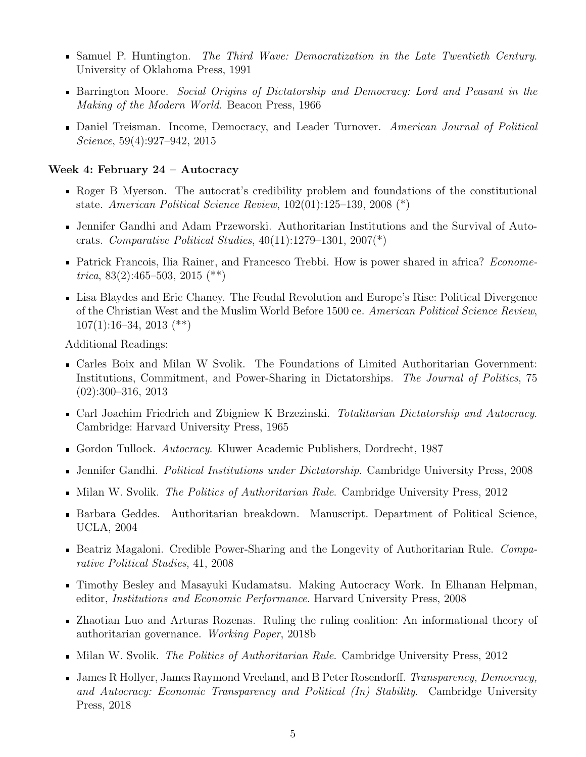- Samuel P. Huntington. *The Third Wave: Democratization in the Late Twentieth Century*. University of Oklahoma Press, 1991
- Barrington Moore. *Social Origins of Dictatorship and Democracy: Lord and Peasant in the Making of the Modern World*. Beacon Press, 1966
- Daniel Treisman. Income, Democracy, and Leader Turnover. *American Journal of Political Science*, 59(4):927–942, 2015

### Week 4: February 24 – Autocracy

- Roger B Myerson. The autocrat's credibility problem and foundations of the constitutional state. *American Political Science Review*, 102(01):125–139, 2008 (*)
- Jennifer Gandhi and Adam Przeworski. Authoritarian Institutions and the Survival of Autocrats. *Comparative Political Studies*, 40(11):1279–1301, 2007(*)
- Patrick Francois, Ilia Rainer, and Francesco Trebbi. How is power shared in africa? *Econometrica*, 83(2):465–503, 2015 (**)
- Lisa Blaydes and Eric Chaney. The Feudal Revolution and Europe's Rise: Political Divergence of the Christian West and the Muslim World Before 1500 ce. *American Political Science Review*, 107(1):16–34, 2013 (**)

Additional Readings:

- Carles Boix and Milan W Svolik. The Foundations of Limited Authoritarian Government: Institutions, Commitment, and Power-Sharing in Dictatorships. *The Journal of Politics*, 75 (02):300–316, 2013
- Carl Joachim Friedrich and Zbigniew K Brzezinski. *Totalitarian Dictatorship and Autocracy*. Cambridge: Harvard University Press, 1965
- Gordon Tullock. *Autocracy*. Kluwer Academic Publishers, Dordrecht, 1987
- Jennifer Gandhi. *Political Institutions under Dictatorship*. Cambridge University Press, 2008
- Milan W. Svolik. *The Politics of Authoritarian Rule*. Cambridge University Press, 2012
- Barbara Geddes. Authoritarian breakdown. Manuscript. Department of Political Science, UCLA, 2004
- Beatriz Magaloni. Credible Power-Sharing and the Longevity of Authoritarian Rule. *Comparative Political Studies*, 41, 2008
- Timothy Besley and Masayuki Kudamatsu. Making Autocracy Work. In Elhanan Helpman, editor, *Institutions and Economic Performance*. Harvard University Press, 2008
- Zhaotian Luo and Arturas Rozenas. Ruling the ruling coalition: An informational theory of authoritarian governance. *Working Paper*, 2018b
- Milan W. Svolik. *The Politics of Authoritarian Rule*. Cambridge University Press, 2012
- James R Hollyer, James Raymond Vreeland, and B Peter Rosendorff. *Transparency, Democracy, and Autocracy: Economic Transparency and Political (In) Stability*. Cambridge University Press, 2018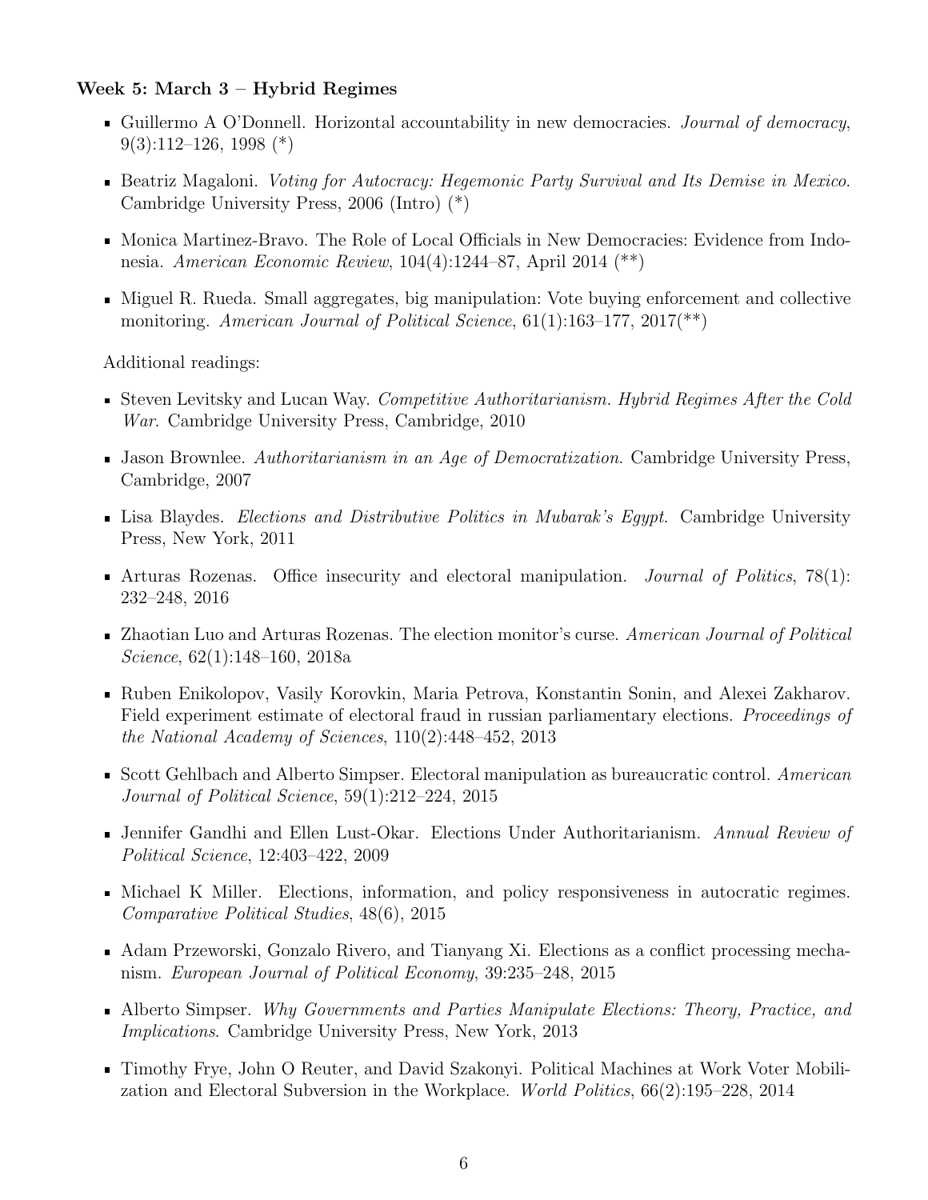**Week 5: March 3 – Hybrid Regimes**

- Guillermo A O'Donnell. Horizontal accountability in new democracies. *Journal of democracy*, 9(3):112–126, 1998 (*)
- Beatriz Magaloni. *Voting for Autocracy: Hegemonic Party Survival and Its Demise in Mexico*. Cambridge University Press, 2006 (Intro) (*)
- Monica Martinez-Bravo. The Role of Local Officials in New Democracies: Evidence from Indonesia. *American Economic Review*, 104(4):1244–87, April 2014 (**)
- Miguel R. Rueda. Small aggregates, big manipulation: Vote buying enforcement and collective monitoring. *American Journal of Political Science*, 61(1):163–177, 2017(**)

Additional readings:

- Steven Levitsky and Lucan Way. *Competitive Authoritarianism. Hybrid Regimes After the Cold War*. Cambridge University Press, Cambridge, 2010
- Jason Brownlee. *Authoritarianism in an Age of Democratization*. Cambridge University Press, Cambridge, 2007
- Lisa Blaydes. *Elections and Distributive Politics in Mubarak's Egypt*. Cambridge University Press, New York, 2011
- Arturas Rozenas. Office insecurity and electoral manipulation. *Journal of Politics*, 78(1): 232–248, 2016
- Zhaotian Luo and Arturas Rozenas. The election monitor's curse. *American Journal of Political Science*, 62(1):148–160, 2018a
- Ruben Enikolopov, Vasily Korovkin, Maria Petrova, Konstantin Sonin, and Alexei Zakharov. Field experiment estimate of electoral fraud in russian parliamentary elections. *Proceedings of the National Academy of Sciences*, 110(2):448–452, 2013
- Scott Gehlbach and Alberto Simpser. Electoral manipulation as bureaucratic control. *American Journal of Political Science*, 59(1):212–224, 2015
- Jennifer Gandhi and Ellen Lust-Okar. Elections Under Authoritarianism. *Annual Review of Political Science*, 12:403–422, 2009
- Michael K Miller. Elections, information, and policy responsiveness in autocratic regimes. *Comparative Political Studies*, 48(6), 2015
- Adam Przeworski, Gonzalo Rivero, and Tianyang Xi. Elections as a conflict processing mechanism. *European Journal of Political Economy*, 39:235–248, 2015
- Alberto Simpser. *Why Governments and Parties Manipulate Elections: Theory, Practice, and Implications*. Cambridge University Press, New York, 2013
- Timothy Frye, John O Reuter, and David Szakonyi. Political Machines at Work Voter Mobilization and Electoral Subversion in the Workplace. *World Politics*, 66(2):195–228, 2014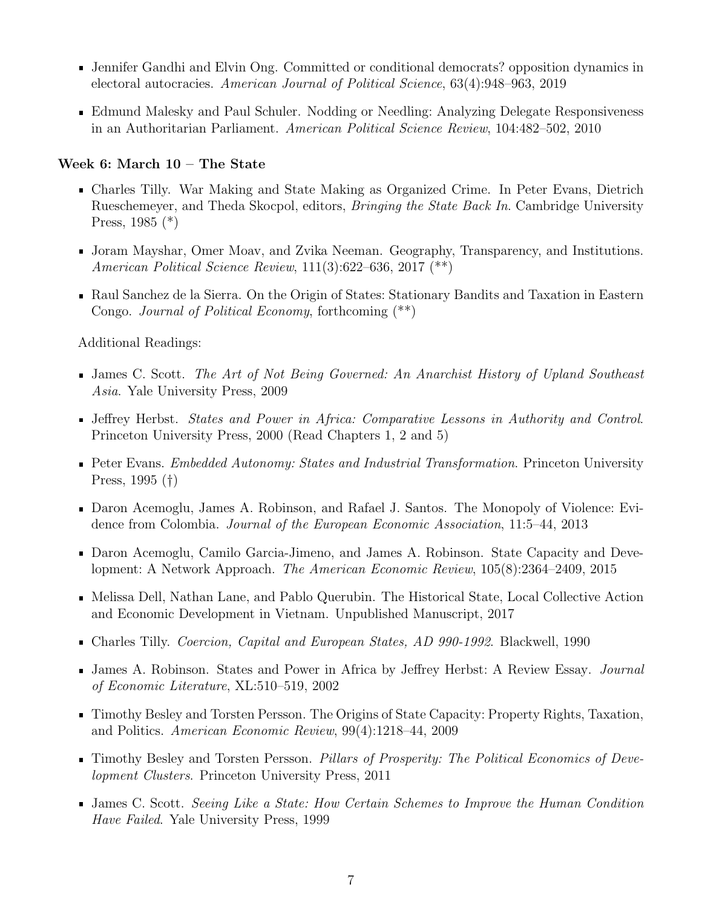- Jennifer Gandhi and Elvin Ong. Committed or conditional democrats? opposition dynamics in electoral autocracies. *American Journal of Political Science*, 63(4):948–963, 2019
- Edmund Malesky and Paul Schuler. Nodding or Needling: Analyzing Delegate Responsiveness in an Authoritarian Parliament. *American Political Science Review*, 104:482–502, 2010

### Week 6: March 10 – The State

- Charles Tilly. War Making and State Making as Organized Crime. In Peter Evans, Dietrich Rueschemeyer, and Theda Skocpol, editors, *Bringing the State Back In*. Cambridge University Press, 1985 (*)
- Joram Mayshar, Omer Moav, and Zvika Neeman. Geography, Transparency, and Institutions. *American Political Science Review*, 111(3):622–636, 2017 (**)
- Raul Sanchez de la Sierra. On the Origin of States: Stationary Bandits and Taxation in Eastern Congo. *Journal of Political Economy*, forthcoming (**)

Additional Readings:

- James C. Scott. *The Art of Not Being Governed: An Anarchist History of Upland Southeast Asia*. Yale University Press, 2009
- Jeffrey Herbst. *States and Power in Africa: Comparative Lessons in Authority and Control*. Princeton University Press, 2000 (Read Chapters 1, 2 and 5)
- Peter Evans. *Embedded Autonomy: States and Industrial Transformation*. Princeton University Press, 1995 (†)
- Daron Acemoglu, James A. Robinson, and Rafael J. Santos. The Monopoly of Violence: Evidence from Colombia. *Journal of the European Economic Association*, 11:5–44, 2013
- Daron Acemoglu, Camilo Garcia-Jimeno, and James A. Robinson. State Capacity and Development: A Network Approach. *The American Economic Review*, 105(8):2364–2409, 2015
- Melissa Dell, Nathan Lane, and Pablo Querubin. The Historical State, Local Collective Action and Economic Development in Vietnam. Unpublished Manuscript, 2017
- Charles Tilly. *Coercion, Capital and European States, AD 990-1992*. Blackwell, 1990
- James A. Robinson. States and Power in Africa by Jeffrey Herbst: A Review Essay. *Journal of Economic Literature*, XL:510–519, 2002
- Timothy Besley and Torsten Persson. The Origins of State Capacity: Property Rights, Taxation, and Politics. *American Economic Review*, 99(4):1218–44, 2009
- Timothy Besley and Torsten Persson. *Pillars of Prosperity: The Political Economics of Development Clusters*. Princeton University Press, 2011
- James C. Scott. *Seeing Like a State: How Certain Schemes to Improve the Human Condition Have Failed*. Yale University Press, 1999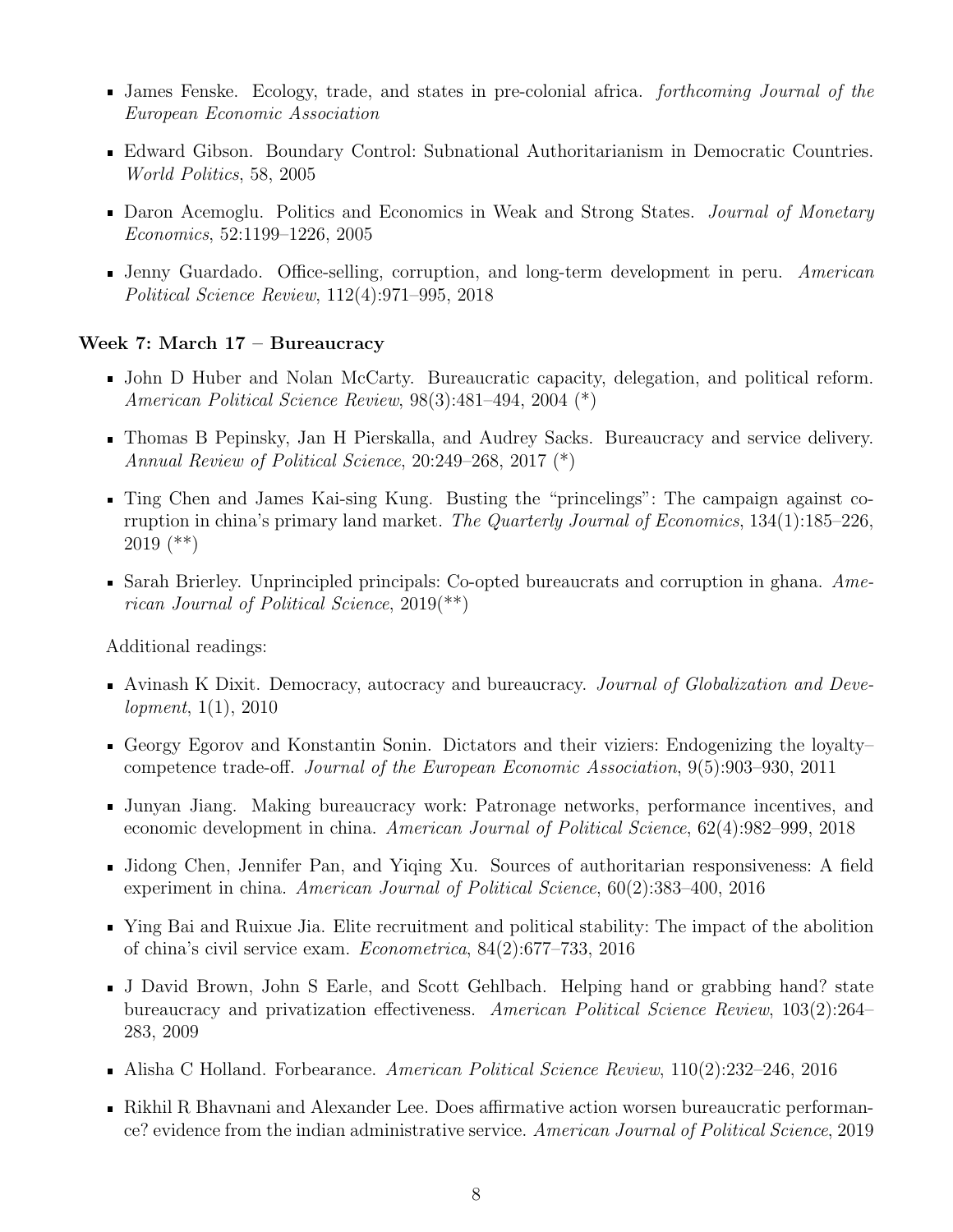- James Fenske. Ecology, trade, and states in pre-colonial africa. *forthcoming Journal of the European Economic Association*
- Edward Gibson. Boundary Control: Subnational Authoritarianism in Democratic Countries. *World Politics*, 58, 2005
- Daron Acemoglu. Politics and Economics in Weak and Strong States. *Journal of Monetary Economics*, 52:1199–1226, 2005
- Jenny Guardado. Office-selling, corruption, and long-term development in peru. *American Political Science Review*, 112(4):971–995, 2018

**Week 7: March 17 – Bureaucracy**

- John D Huber and Nolan McCarty. Bureaucratic capacity, delegation, and political reform. *American Political Science Review*, 98(3):481–494, 2004 (*)
- Thomas B Pepinsky, Jan H Pierskalla, and Audrey Sacks. Bureaucracy and service delivery. *Annual Review of Political Science*, 20:249–268, 2017 (*)
- Ting Chen and James Kai-sing Kung. Busting the "princelings": The campaign against corruption in china's primary land market. *The Quarterly Journal of Economics*, 134(1):185–226, 2019 (**)
- Sarah Brierley. Unprincipled principals: Co-opted bureaucrats and corruption in ghana. *American Journal of Political Science*, 2019(**)

Additional readings:

- Avinash K Dixit. Democracy, autocracy and bureaucracy. *Journal of Globalization and Development*, 1(1), 2010
- Georgy Egorov and Konstantin Sonin. Dictators and their viziers: Endogenizing the loyalty–competence trade-off. *Journal of the European Economic Association*, 9(5):903–930, 2011
- Junyan Jiang. Making bureaucracy work: Patronage networks, performance incentives, and economic development in china. *American Journal of Political Science*, 62(4):982–999, 2018
- Jidong Chen, Jennifer Pan, and Yiqing Xu. Sources of authoritarian responsiveness: A field experiment in china. *American Journal of Political Science*, 60(2):383–400, 2016
- Ying Bai and Ruixue Jia. Elite recruitment and political stability: The impact of the abolition of china's civil service exam. *Econometrica*, 84(2):677–733, 2016
- J David Brown, John S Earle, and Scott Gehlbach. Helping hand or grabbing hand? state bureaucracy and privatization effectiveness. *American Political Science Review*, 103(2):264–283, 2009
- Alisha C Holland. Forbearance. *American Political Science Review*, 110(2):232–246, 2016
- Rikhil R Bhavnani and Alexander Lee. Does affirmative action worsen bureaucratic performance? evidence from the indian administrative service. *American Journal of Political Science*, 2019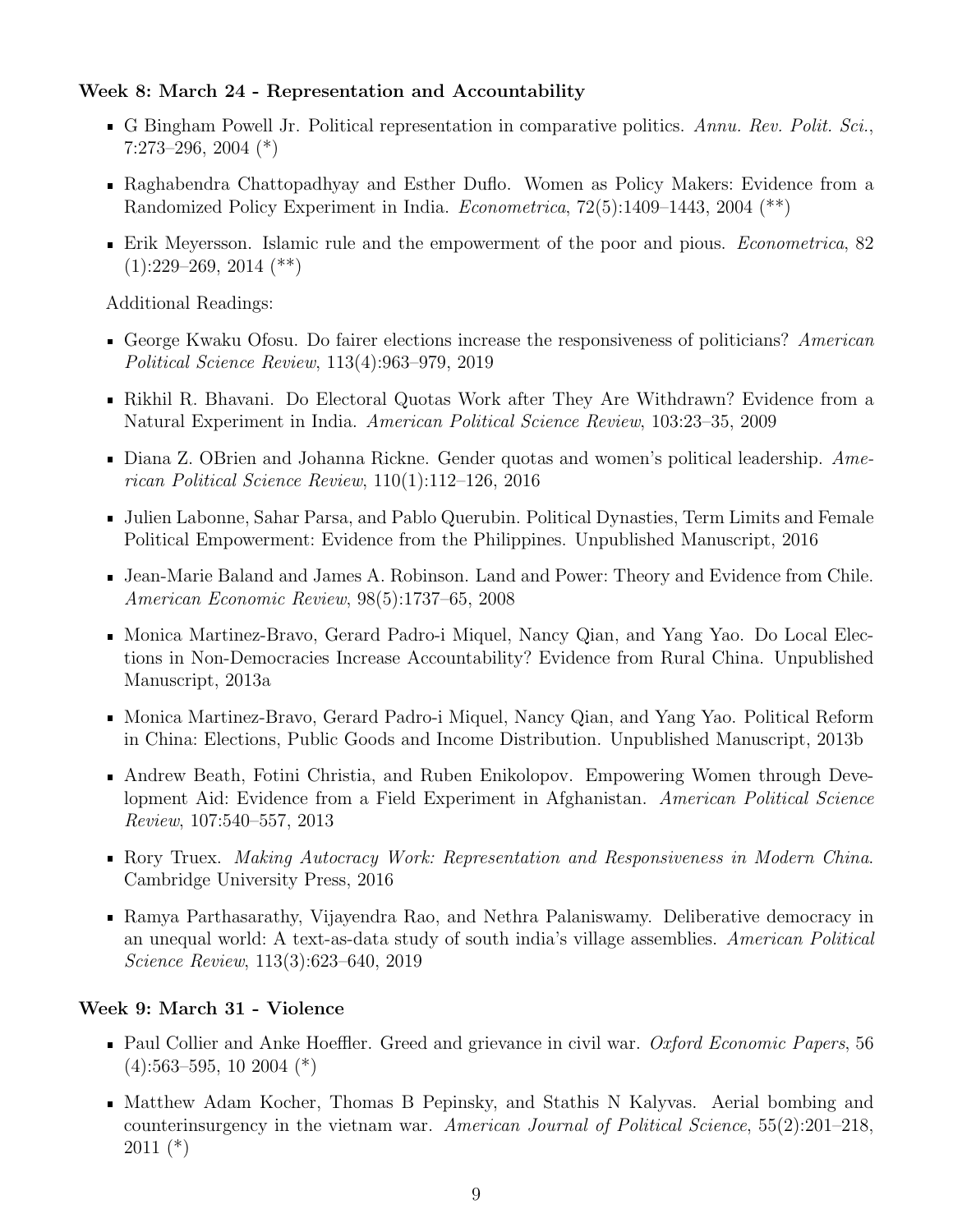**Week 8: March 24 - Representation and Accountability**

- G Bingham Powell Jr. Political representation in comparative politics. *Annu. Rev. Polit. Sci.*, 7:273–296, 2004 (*)
- Raghabendra Chattopadhyay and Esther Duflo. Women as Policy Makers: Evidence from a Randomized Policy Experiment in India. *Econometrica*, 72(5):1409–1443, 2004 (**)
- Erik Meyersson. Islamic rule and the empowerment of the poor and pious. *Econometrica*, 82 (1):229–269, 2014 (**)

Additional Readings:

- George Kwaku Ofosu. Do fairer elections increase the responsiveness of politicians? *American Political Science Review*, 113(4):963–979, 2019
- Rikhil R. Bhavani. Do Electoral Quotas Work after They Are Withdrawn? Evidence from a Natural Experiment in India. *American Political Science Review*, 103:23–35, 2009
- Diana Z. OBrien and Johanna Rickne. Gender quotas and women's political leadership. *American Political Science Review*, 110(1):112–126, 2016
- Julien Labonne, Sahar Parsa, and Pablo Querubin. Political Dynasties, Term Limits and Female Political Empowerment: Evidence from the Philippines. Unpublished Manuscript, 2016
- Jean-Marie Baland and James A. Robinson. Land and Power: Theory and Evidence from Chile. *American Economic Review*, 98(5):1737–65, 2008
- Monica Martinez-Bravo, Gerard Padro-i Miquel, Nancy Qian, and Yang Yao. Do Local Elections in Non-Democracies Increase Accountability? Evidence from Rural China. Unpublished Manuscript, 2013a
- Monica Martinez-Bravo, Gerard Padro-i Miquel, Nancy Qian, and Yang Yao. Political Reform in China: Elections, Public Goods and Income Distribution. Unpublished Manuscript, 2013b
- Andrew Beath, Fotini Christia, and Ruben Enikolopov. Empowering Women through Development Aid: Evidence from a Field Experiment in Afghanistan. *American Political Science Review*, 107:540–557, 2013
- Rory Truex. *Making Autocracy Work: Representation and Responsiveness in Modern China*. Cambridge University Press, 2016
- Ramya Parthasarathy, Vijayendra Rao, and Nethra Palaniswamy. Deliberative democracy in an unequal world: A text-as-data study of south india's village assemblies. *American Political Science Review*, 113(3):623–640, 2019

**Week 9: March 31 - Violence**

- Paul Collier and Anke Hoeffler. Greed and grievance in civil war. *Oxford Economic Papers*, 56 (4):563–595, 10 2004 (*)
- Matthew Adam Kocher, Thomas B Pepinsky, and Stathis N Kalyvas. Aerial bombing and counterinsurgency in the vietnam war. *American Journal of Political Science*, 55(2):201–218, 2011 (*)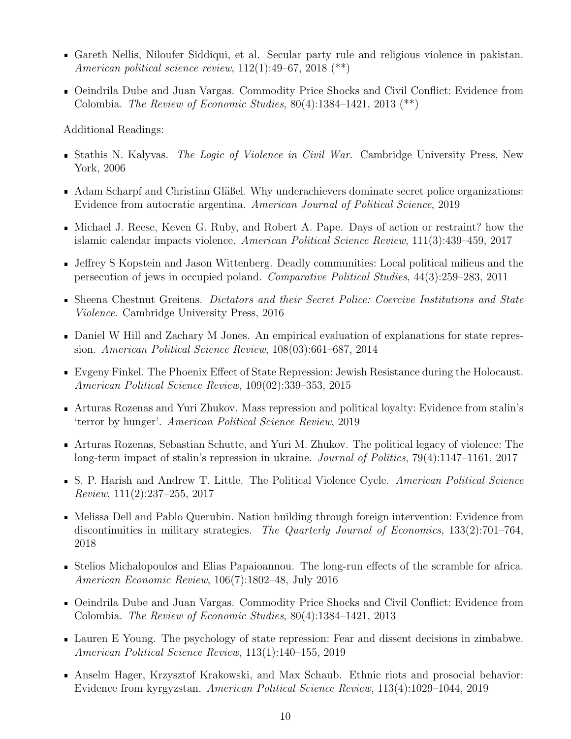- Gareth Nellis, Niloufer Siddiqui, et al. Secular party rule and religious violence in pakistan. *American political science review*, 112(1):49–67, 2018 (**)

- Oeindrila Dube and Juan Vargas. Commodity Price Shocks and Civil Conflict: Evidence from Colombia. *The Review of Economic Studies*, 80(4):1384–1421, 2013 (**)

Additional Readings:

- Stathis N. Kalyvas. *The Logic of Violence in Civil War*. Cambridge University Press, New York, 2006

- Adam Scharpf and Christian Gläßel. Why underachievers dominate secret police organizations: Evidence from autocratic argentina. *American Journal of Political Science*, 2019

- Michael J. Reese, Keven G. Ruby, and Robert A. Pape. Days of action or restraint? how the islamic calendar impacts violence. *American Political Science Review*, 111(3):439–459, 2017

- Jeffrey S Kopstein and Jason Wittenberg. Deadly communities: Local political milieus and the persecution of jews in occupied poland. *Comparative Political Studies*, 44(3):259–283, 2011

- Sheena Chestnut Greitens. *Dictators and their Secret Police: Coercive Institutions and State Violence*. Cambridge University Press, 2016

- Daniel W Hill and Zachary M Jones. An empirical evaluation of explanations for state repression. *American Political Science Review*, 108(03):661–687, 2014

- Evgeny Finkel. The Phoenix Effect of State Repression: Jewish Resistance during the Holocaust. *American Political Science Review*, 109(02):339–353, 2015

- Arturas Rozenas and Yuri Zhukov. Mass repression and political loyalty: Evidence from stalin's 'terror by hunger'. *American Political Science Review*, 2019

- Arturas Rozenas, Sebastian Schutte, and Yuri M. Zhukov. The political legacy of violence: The long-term impact of stalin's repression in ukraine. *Journal of Politics*, 79(4):1147–1161, 2017

- S. P. Harish and Andrew T. Little. The Political Violence Cycle. *American Political Science Review*, 111(2):237–255, 2017

- Melissa Dell and Pablo Querubin. Nation building through foreign intervention: Evidence from discontinuities in military strategies. *The Quarterly Journal of Economics*, 133(2):701–764, 2018

- Stelios Michalopoulos and Elias Papaioannou. The long-run effects of the scramble for africa. *American Economic Review*, 106(7):1802–48, July 2016

- Oeindrila Dube and Juan Vargas. Commodity Price Shocks and Civil Conflict: Evidence from Colombia. *The Review of Economic Studies*, 80(4):1384–1421, 2013

- Lauren E Young. The psychology of state repression: Fear and dissent decisions in zimbabwe. *American Political Science Review*, 113(1):140–155, 2019

- Anselm Hager, Krzysztof Krakowski, and Max Schaub. Ethnic riots and prosocial behavior: Evidence from kyrgyzstan. *American Political Science Review*, 113(4):1029–1044, 2019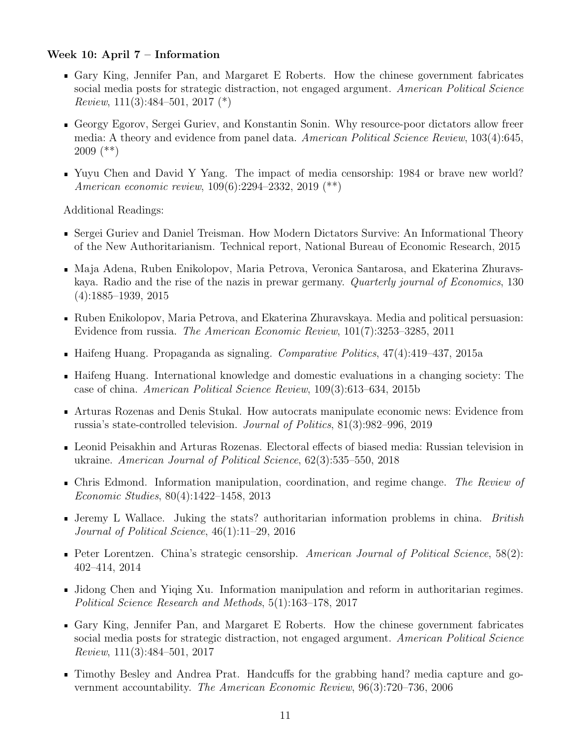**Week 10: April 7 – Information**

- Gary King, Jennifer Pan, and Margaret E Roberts. How the chinese government fabricates social media posts for strategic distraction, not engaged argument. *American Political Science Review*, 111(3):484–501, 2017 (*)
- Georgy Egorov, Sergei Guriev, and Konstantin Sonin. Why resource-poor dictators allow freer media: A theory and evidence from panel data. *American Political Science Review*, 103(4):645, 2009 (**)
- Yuyu Chen and David Y Yang. The impact of media censorship: 1984 or brave new world? *American economic review*, 109(6):2294–2332, 2019 (**)

Additional Readings:

- Sergei Guriev and Daniel Treisman. How Modern Dictators Survive: An Informational Theory of the New Authoritarianism. Technical report, National Bureau of Economic Research, 2015
- Maja Adena, Ruben Enikolopov, Maria Petrova, Veronica Santarosa, and Ekaterina Zhuravskaya. Radio and the rise of the nazis in prewar germany. *Quarterly journal of Economics*, 130 (4):1885–1939, 2015
- Ruben Enikolopov, Maria Petrova, and Ekaterina Zhuravskaya. Media and political persuasion: Evidence from russia. *The American Economic Review*, 101(7):3253–3285, 2011
- Haifeng Huang. Propaganda as signaling. *Comparative Politics*, 47(4):419–437, 2015a
- Haifeng Huang. International knowledge and domestic evaluations in a changing society: The case of china. *American Political Science Review*, 109(3):613–634, 2015b
- Arturas Rozenas and Denis Stukal. How autocrats manipulate economic news: Evidence from russia's state-controlled television. *Journal of Politics*, 81(3):982–996, 2019
- Leonid Peisakhin and Arturas Rozenas. Electoral effects of biased media: Russian television in ukraine. *American Journal of Political Science*, 62(3):535–550, 2018
- Chris Edmond. Information manipulation, coordination, and regime change. *The Review of Economic Studies*, 80(4):1422–1458, 2013
- Jeremy L Wallace. Juking the stats? authoritarian information problems in china. *British Journal of Political Science*, 46(1):11–29, 2016
- Peter Lorentzen. China's strategic censorship. *American Journal of Political Science*, 58(2): 402–414, 2014
- Jidong Chen and Yiqing Xu. Information manipulation and reform in authoritarian regimes. *Political Science Research and Methods*, 5(1):163–178, 2017
- Gary King, Jennifer Pan, and Margaret E Roberts. How the chinese government fabricates social media posts for strategic distraction, not engaged argument. *American Political Science Review*, 111(3):484–501, 2017
- Timothy Besley and Andrea Prat. Handcuffs for the grabbing hand? media capture and government accountability. *The American Economic Review*, 96(3):720–736, 2006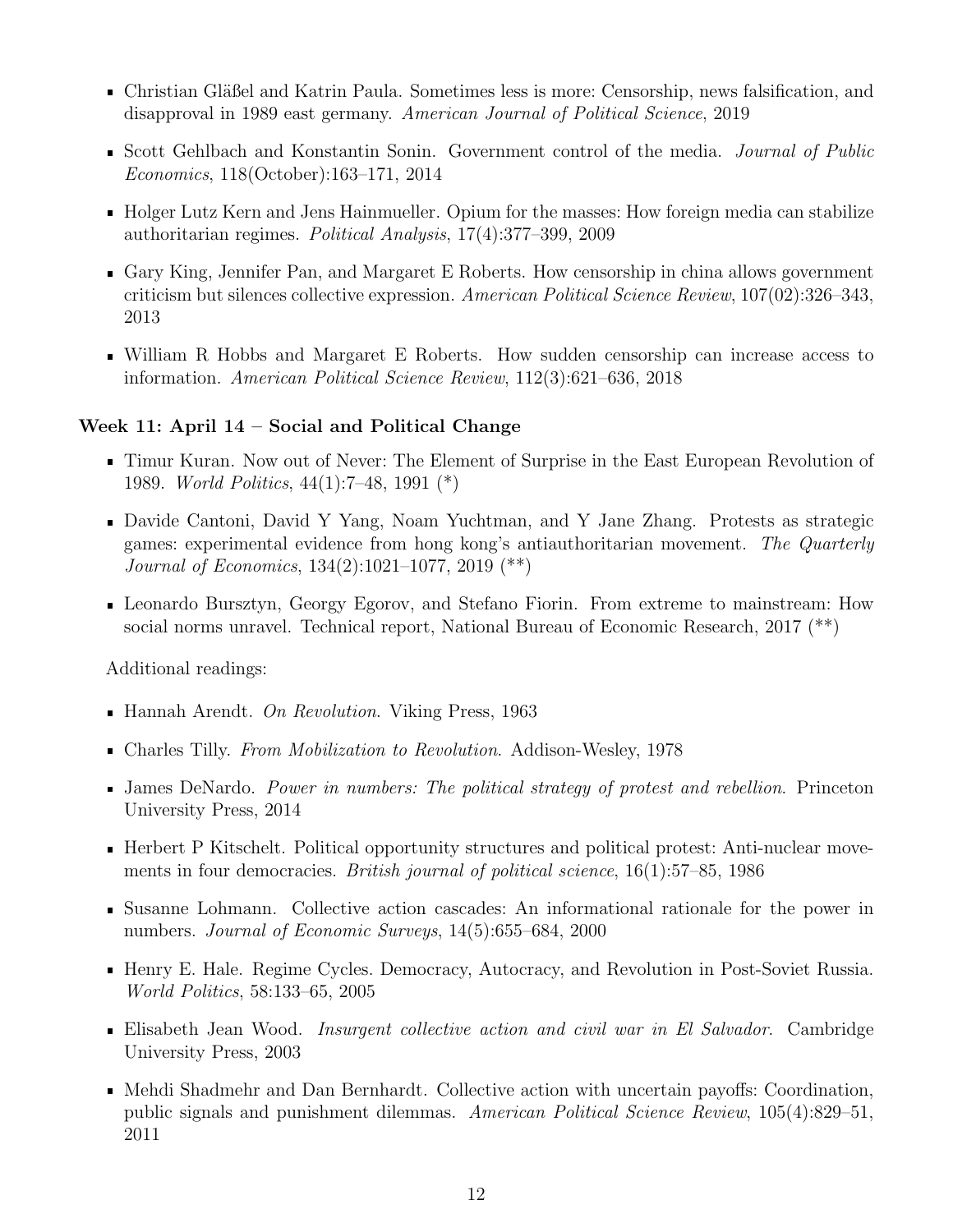- Christian Gläßel and Katrin Paula. Sometimes less is more: Censorship, news falsification, and disapproval in 1989 east germany. *American Journal of Political Science*, 2019
- Scott Gehlbach and Konstantin Sonin. Government control of the media. *Journal of Public Economics*, 118(October):163–171, 2014
- Holger Lutz Kern and Jens Hainmueller. Opium for the masses: How foreign media can stabilize authoritarian regimes. *Political Analysis*, 17(4):377–399, 2009
- Gary King, Jennifer Pan, and Margaret E Roberts. How censorship in china allows government criticism but silences collective expression. *American Political Science Review*, 107(02):326–343, 2013
- William R Hobbs and Margaret E Roberts. How sudden censorship can increase access to information. *American Political Science Review*, 112(3):621–636, 2018

### Week 11: April 14 – Social and Political Change

- Timur Kuran. Now out of Never: The Element of Surprise in the East European Revolution of 1989. *World Politics*, 44(1):7–48, 1991 (*)
- Davide Cantoni, David Y Yang, Noam Yuchtman, and Y Jane Zhang. Protests as strategic games: experimental evidence from hong kong's antiauthoritarian movement. *The Quarterly Journal of Economics*, 134(2):1021–1077, 2019 (**)
- Leonardo Bursztyn, Georgy Egorov, and Stefano Fiorin. From extreme to mainstream: How social norms unravel. Technical report, National Bureau of Economic Research, 2017 (**)

Additional readings:

- Hannah Arendt. *On Revolution*. Viking Press, 1963
- Charles Tilly. *From Mobilization to Revolution*. Addison-Wesley, 1978
- James DeNardo. *Power in numbers: The political strategy of protest and rebellion*. Princeton University Press, 2014
- Herbert P Kitschelt. Political opportunity structures and political protest: Anti-nuclear movements in four democracies. *British journal of political science*, 16(1):57–85, 1986
- Susanne Lohmann. Collective action cascades: An informational rationale for the power in numbers. *Journal of Economic Surveys*, 14(5):655–684, 2000
- Henry E. Hale. Regime Cycles. Democracy, Autocracy, and Revolution in Post-Soviet Russia. *World Politics*, 58:133–65, 2005
- Elisabeth Jean Wood. *Insurgent collective action and civil war in El Salvador*. Cambridge University Press, 2003
- Mehdi Shadmehr and Dan Bernhardt. Collective action with uncertain payoffs: Coordination, public signals and punishment dilemmas. *American Political Science Review*, 105(4):829–51, 2011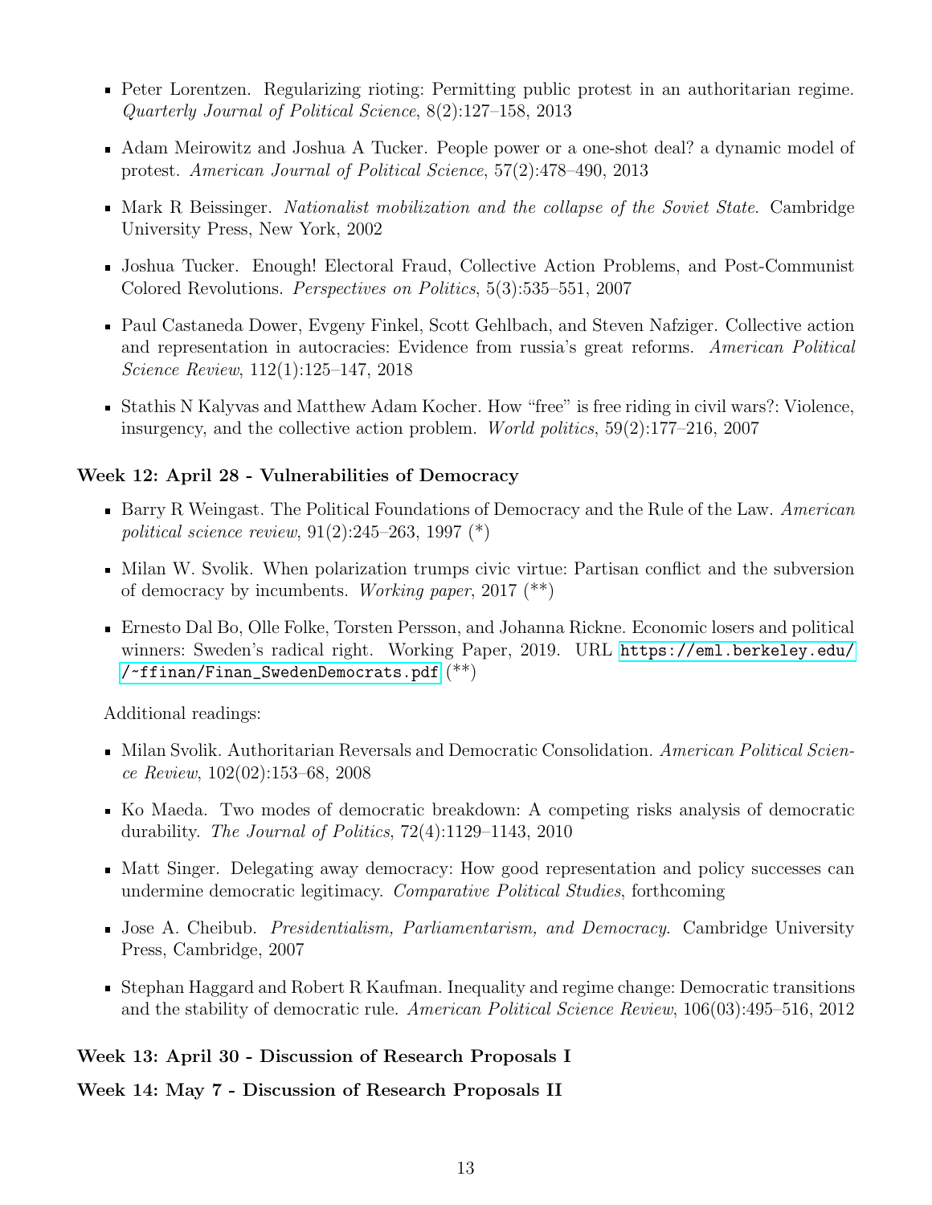- Peter Lorentzen. Regularizing rioting: Permitting public protest in an authoritarian regime. *Quarterly Journal of Political Science*, 8(2):127–158, 2013
- Adam Meirowitz and Joshua A Tucker. People power or a one-shot deal? a dynamic model of protest. *American Journal of Political Science*, 57(2):478–490, 2013
- Mark R Beissinger. *Nationalist mobilization and the collapse of the Soviet State*. Cambridge University Press, New York, 2002
- Joshua Tucker. Enough! Electoral Fraud, Collective Action Problems, and Post-Communist Colored Revolutions. *Perspectives on Politics*, 5(3):535–551, 2007
- Paul Castaneda Dower, Evgeny Finkel, Scott Gehlbach, and Steven Nafziger. Collective action and representation in autocracies: Evidence from russia's great reforms. *American Political Science Review*, 112(1):125–147, 2018
- Stathis N Kalyvas and Matthew Adam Kocher. How "free" is free riding in civil wars?: Violence, insurgency, and the collective action problem. *World politics*, 59(2):177–216, 2007

**Week 12: April 28 - Vulnerabilities of Democracy**

- Barry R Weingast. The Political Foundations of Democracy and the Rule of the Law. *American political science review*, 91(2):245–263, 1997 (*)
- Milan W. Svolik. When polarization trumps civic virtue: Partisan conflict and the subversion of democracy by incumbents. *Working paper*, 2017 (**)
- Ernesto Dal Bo, Olle Folke, Torsten Persson, and Johanna Rickne. Economic losers and political winners: Sweden's radical right. Working Paper, 2019. URL https://eml.berkeley.edu//~ffinan/Finan_SwedenDemocrats.pdf (**)

Additional readings:

- Milan Svolik. Authoritarian Reversals and Democratic Consolidation. *American Political Science Review*, 102(02):153–68, 2008
- Ko Maeda. Two modes of democratic breakdown: A competing risks analysis of democratic durability. *The Journal of Politics*, 72(4):1129–1143, 2010
- Matt Singer. Delegating away democracy: How good representation and policy successes can undermine democratic legitimacy. *Comparative Political Studies*, forthcoming
- Jose A. Cheibub. *Presidentialism, Parliamentarism, and Democracy*. Cambridge University Press, Cambridge, 2007
- Stephan Haggard and Robert R Kaufman. Inequality and regime change: Democratic transitions and the stability of democratic rule. *American Political Science Review*, 106(03):495–516, 2012

**Week 13: April 30 - Discussion of Research Proposals I**

**Week 14: May 7 - Discussion of Research Proposals II**